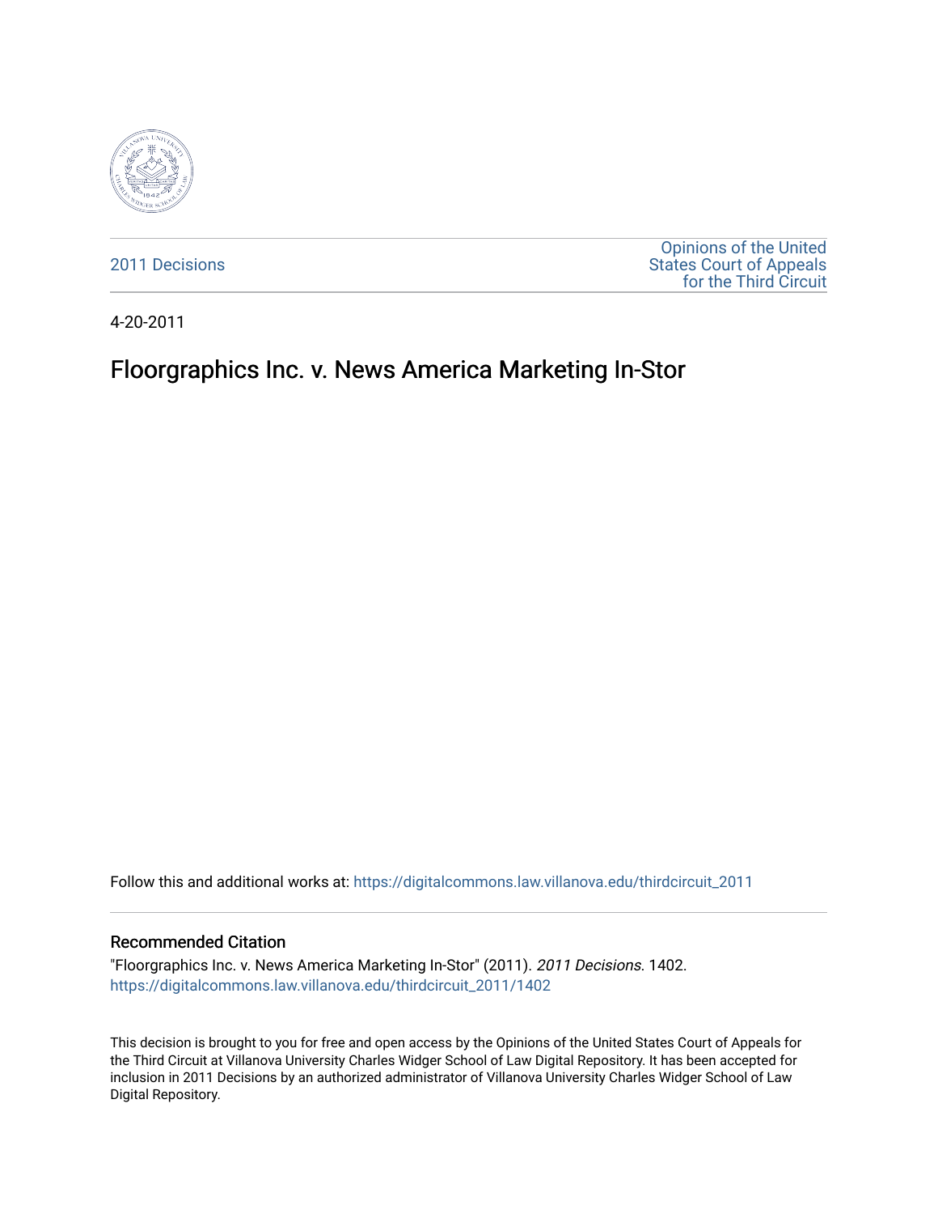2011 Decisions

Opinions of the United States Court of Appeals for the Third Circuit

4-20-2011

# Floorgraphics Inc. v. News America Marketing In-Stor

Follow this and additional works at: https://digitalcommons.law.villanova.edu/thirdcircuit_2011

## Recommended Citation

"Floorgraphics Inc. v. News America Marketing In-Stor" (2011). *2011 Decisions*. 1402.
https://digitalcommons.law.villanova.edu/thirdcircuit_2011/1402

This decision is brought to you for free and open access by the Opinions of the United States Court of Appeals for the Third Circuit at Villanova University Charles Widger School of Law Digital Repository. It has been accepted for inclusion in 2011 Decisions by an authorized administrator of Villanova University Charles Widger School of Law Digital Repository.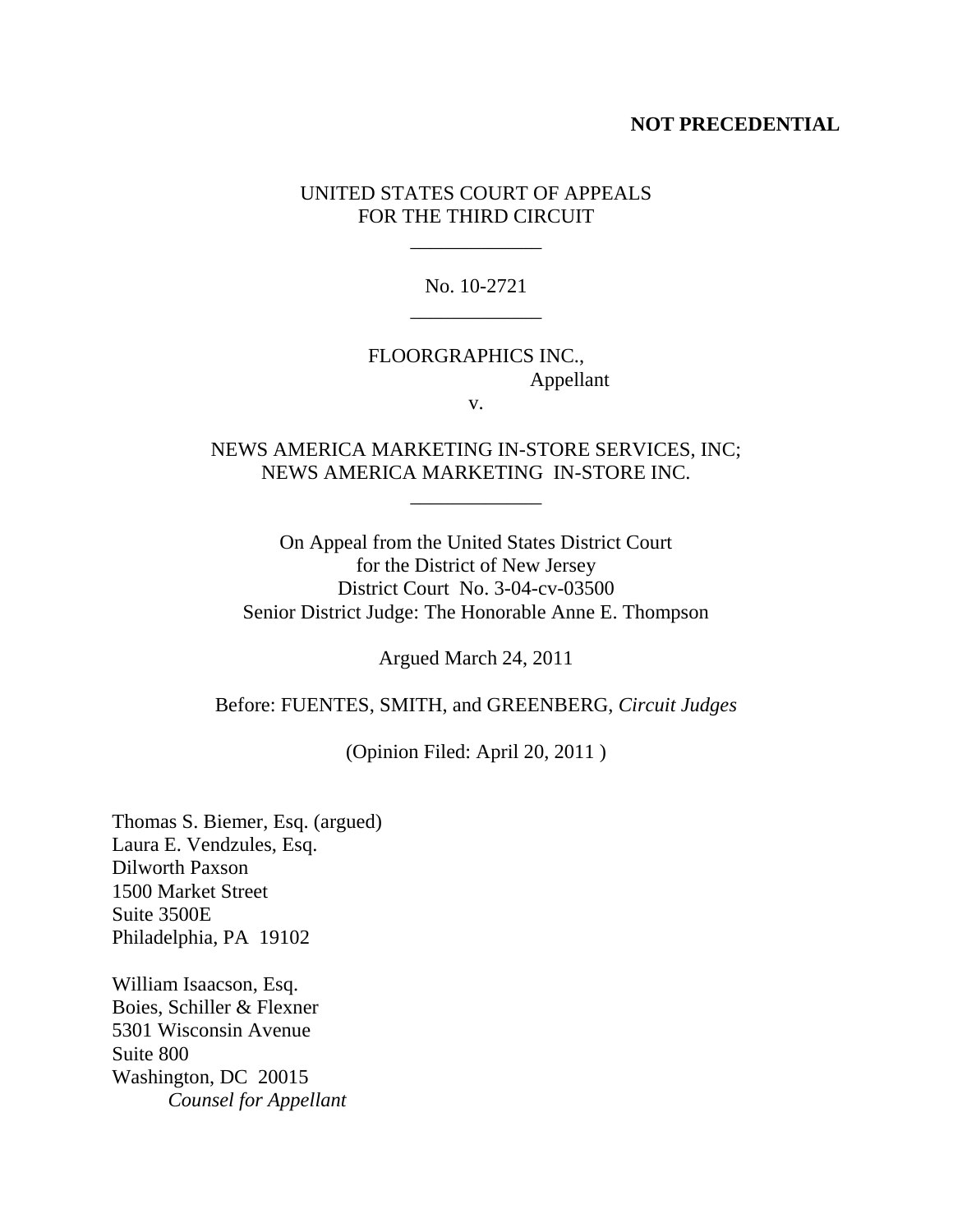**NOT PRECEDENTIAL**

UNITED STATES COURT OF APPEALS
FOR THE THIRD CIRCUIT

\_\_\_\_\_\_\_\_\_\_\_\_\_

No. 10-2721

\_\_\_\_\_\_\_\_\_\_\_\_\_

FLOORGRAPHICS INC.,
Appellant

v.

NEWS AMERICA MARKETING IN-STORE SERVICES, INC;
NEWS AMERICA MARKETING IN-STORE INC.

\_\_\_\_\_\_\_\_\_\_\_\_\_

On Appeal from the United States District Court
for the District of New Jersey
District Court No. 3-04-cv-03500
Senior District Judge: The Honorable Anne E. Thompson

Argued March 24, 2011

Before: FUENTES, SMITH, and GREENBERG, *Circuit Judges*

(Opinion Filed: April 20, 2011 )

Thomas S. Biemer, Esq. (argued)
Laura E. Vendzules, Esq.
Dilworth Paxson
1500 Market Street
Suite 3500E
Philadelphia, PA 19102

William Isaacson, Esq.
Boies, Schiller & Flexner
5301 Wisconsin Avenue
Suite 800
Washington, DC 20015
*Counsel for Appellant*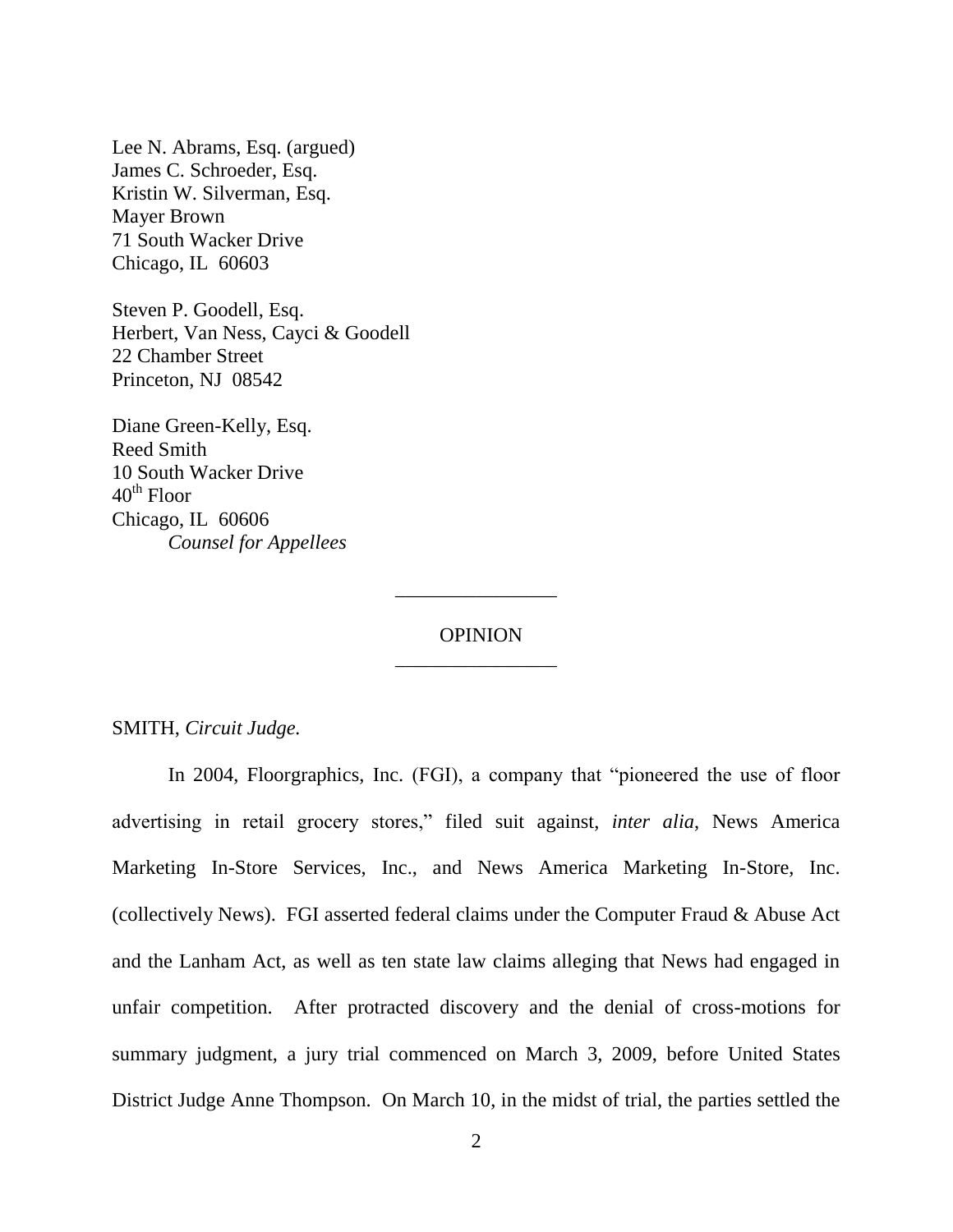Lee N. Abrams, Esq. (argued)
James C. Schroeder, Esq.
Kristin W. Silverman, Esq.
Mayer Brown
71 South Wacker Drive
Chicago, IL 60603

Steven P. Goodell, Esq.
Herbert, Van Ness, Cayci & Goodell
22 Chamber Street
Princeton, NJ 08542

Diane Green-Kelly, Esq.
Reed Smith
10 South Wacker Drive
40th Floor
Chicago, IL 60606
*Counsel for Appellees*

---

OPINION

---

SMITH, *Circuit Judge.*

In 2004, Floorgraphics, Inc. (FGI), a company that "pioneered the use of floor advertising in retail grocery stores," filed suit against, *inter alia,* News America Marketing In-Store Services, Inc., and News America Marketing In-Store, Inc. (collectively News). FGI asserted federal claims under the Computer Fraud & Abuse Act and the Lanham Act, as well as ten state law claims alleging that News had engaged in unfair competition. After protracted discovery and the denial of cross-motions for summary judgment, a jury trial commenced on March 3, 2009, before United States District Judge Anne Thompson. On March 10, in the midst of trial, the parties settled the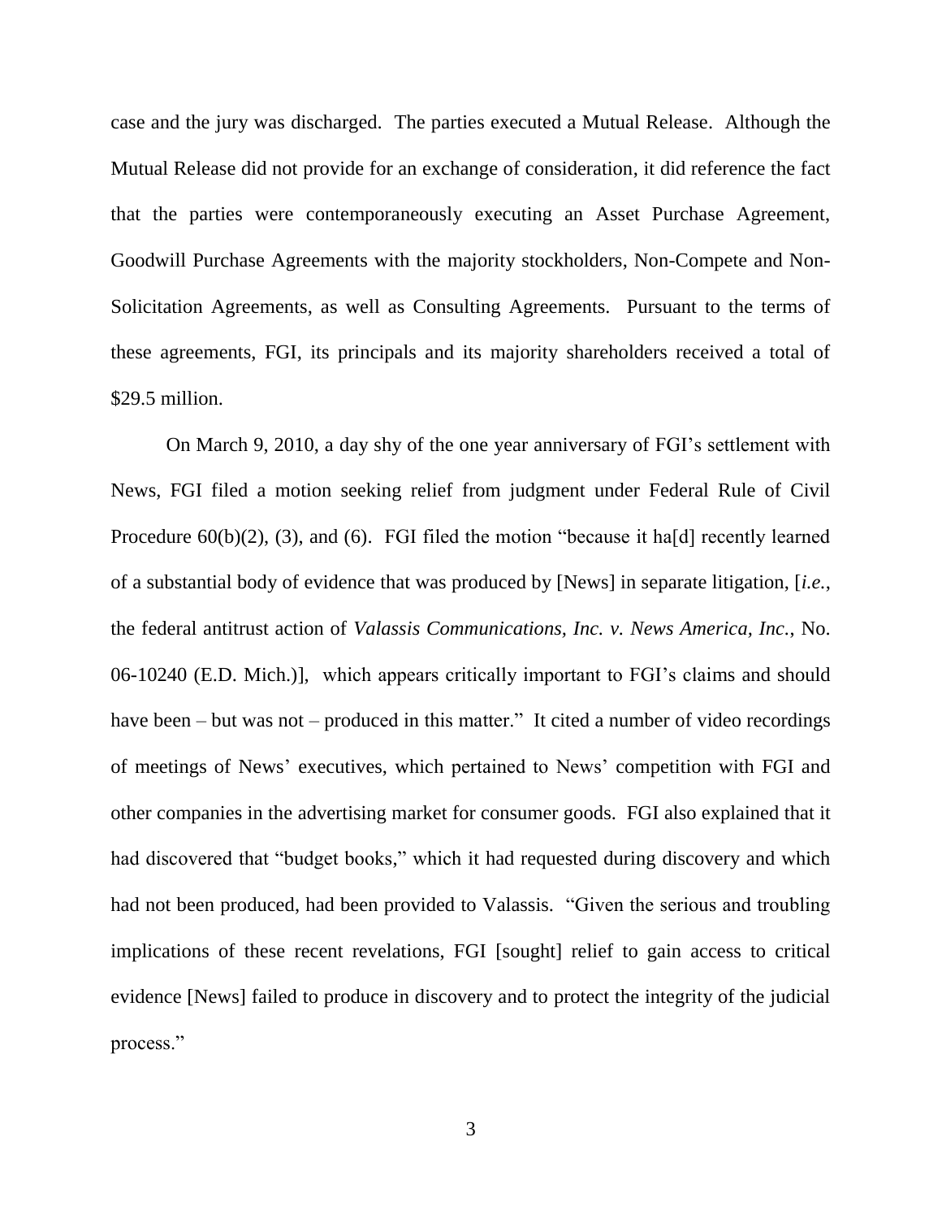case and the jury was discharged. The parties executed a Mutual Release. Although the Mutual Release did not provide for an exchange of consideration, it did reference the fact that the parties were contemporaneously executing an Asset Purchase Agreement, Goodwill Purchase Agreements with the majority stockholders, Non-Compete and Non-Solicitation Agreements, as well as Consulting Agreements. Pursuant to the terms of these agreements, FGI, its principals and its majority shareholders received a total of $29.5 million.

On March 9, 2010, a day shy of the one year anniversary of FGI's settlement with News, FGI filed a motion seeking relief from judgment under Federal Rule of Civil Procedure 60(b)(2), (3), and (6). FGI filed the motion "because it ha[d] recently learned of a substantial body of evidence that was produced by [News] in separate litigation, [*i.e.*, the federal antitrust action of *Valassis Communications, Inc. v. News America, Inc.*, No. 06-10240 (E.D. Mich.)], which appears critically important to FGI's claims and should have been – but was not – produced in this matter." It cited a number of video recordings of meetings of News' executives, which pertained to News' competition with FGI and other companies in the advertising market for consumer goods. FGI also explained that it had discovered that "budget books," which it had requested during discovery and which had not been produced, had been provided to Valassis. "Given the serious and troubling implications of these recent revelations, FGI [sought] relief to gain access to critical evidence [News] failed to produce in discovery and to protect the integrity of the judicial process."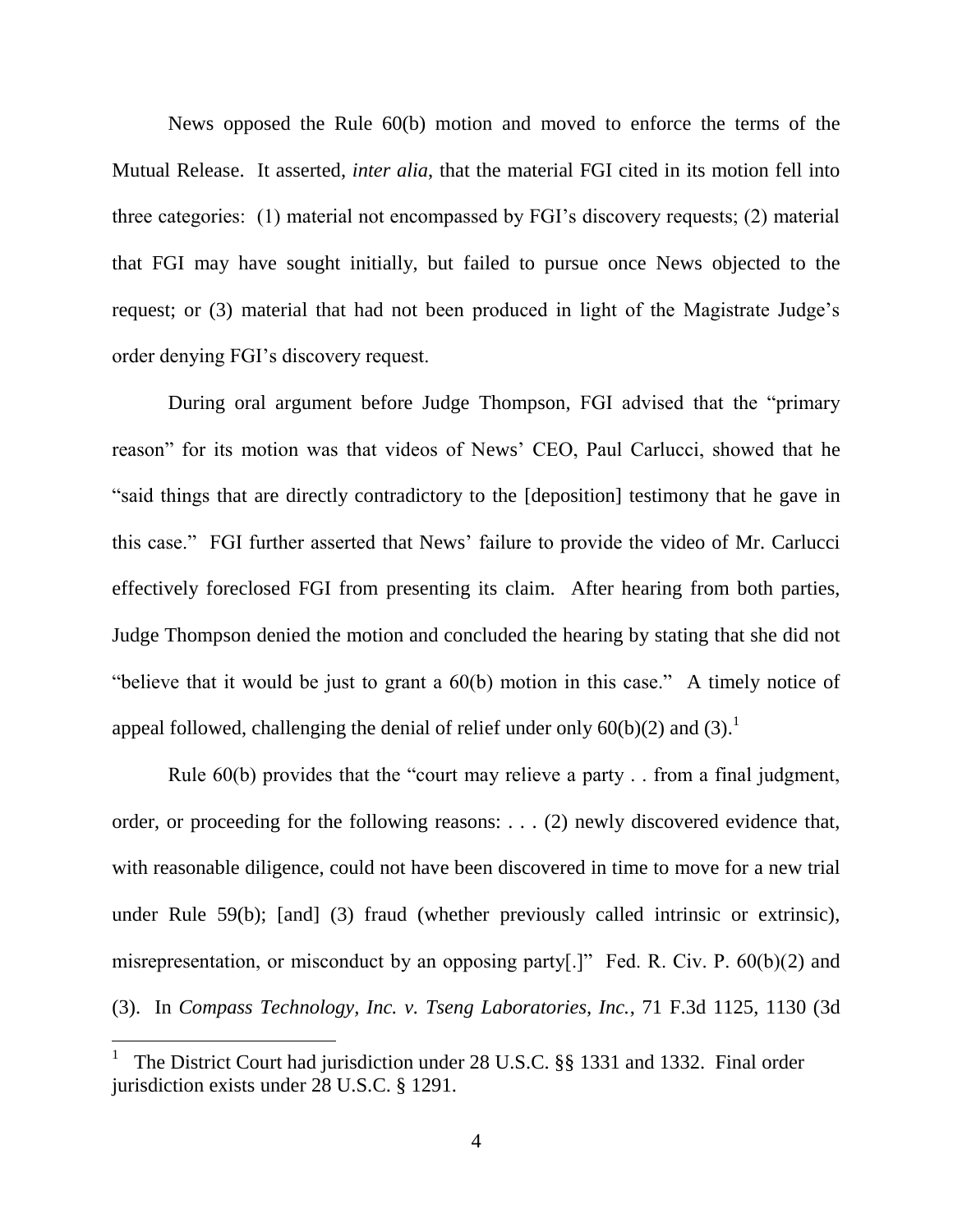News opposed the Rule 60(b) motion and moved to enforce the terms of the Mutual Release. It asserted, *inter alia*, that the material FGI cited in its motion fell into three categories: (1) material not encompassed by FGI's discovery requests; (2) material that FGI may have sought initially, but failed to pursue once News objected to the request; or (3) material that had not been produced in light of the Magistrate Judge's order denying FGI's discovery request.

During oral argument before Judge Thompson, FGI advised that the "primary reason" for its motion was that videos of News' CEO, Paul Carlucci, showed that he "said things that are directly contradictory to the [deposition] testimony that he gave in this case." FGI further asserted that News' failure to provide the video of Mr. Carlucci effectively foreclosed FGI from presenting its claim. After hearing from both parties, Judge Thompson denied the motion and concluded the hearing by stating that she did not "believe that it would be just to grant a 60(b) motion in this case." A timely notice of appeal followed, challenging the denial of relief under only 60(b)(2) and (3).[1]

Rule 60(b) provides that the "court may relieve a party . . from a final judgment, order, or proceeding for the following reasons: . . . (2) newly discovered evidence that, with reasonable diligence, could not have been discovered in time to move for a new trial under Rule 59(b); [and] (3) fraud (whether previously called intrinsic or extrinsic), misrepresentation, or misconduct by an opposing party[.]" Fed. R. Civ. P. 60(b)(2) and (3). In *Compass Technology, Inc. v. Tseng Laboratories, Inc.*, 71 F.3d 1125, 1130 (3d

[1] The District Court had jurisdiction under 28 U.S.C. §§ 1331 and 1332. Final order jurisdiction exists under 28 U.S.C. § 1291.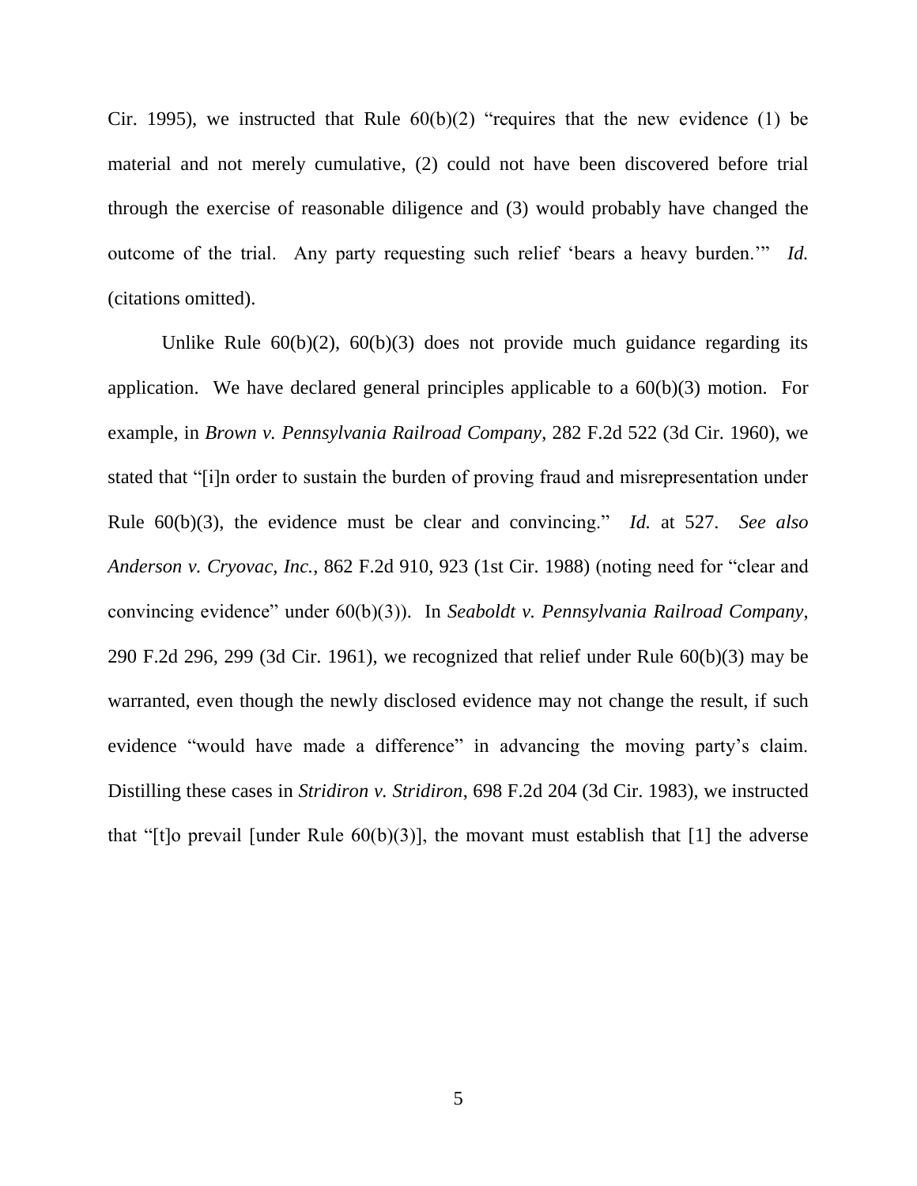Cir. 1995), we instructed that Rule 60(b)(2) "requires that the new evidence (1) be material and not merely cumulative, (2) could not have been discovered before trial through the exercise of reasonable diligence and (3) would probably have changed the outcome of the trial. Any party requesting such relief 'bears a heavy burden.'" *Id.* (citations omitted).

Unlike Rule 60(b)(2), 60(b)(3) does not provide much guidance regarding its application. We have declared general principles applicable to a 60(b)(3) motion. For example, in *Brown v. Pennsylvania Railroad Company*, 282 F.2d 522 (3d Cir. 1960), we stated that "[i]n order to sustain the burden of proving fraud and misrepresentation under Rule 60(b)(3), the evidence must be clear and convincing." *Id.* at 527. *See also Anderson v. Cryovac, Inc.*, 862 F.2d 910, 923 (1st Cir. 1988) (noting need for "clear and convincing evidence" under 60(b)(3)). In *Seaboldt v. Pennsylvania Railroad Company*, 290 F.2d 296, 299 (3d Cir. 1961), we recognized that relief under Rule 60(b)(3) may be warranted, even though the newly disclosed evidence may not change the result, if such evidence "would have made a difference" in advancing the moving party's claim. Distilling these cases in *Stridiron v. Stridiron*, 698 F.2d 204 (3d Cir. 1983), we instructed that "[t]o prevail [under Rule 60(b)(3)], the movant must establish that [1] the adverse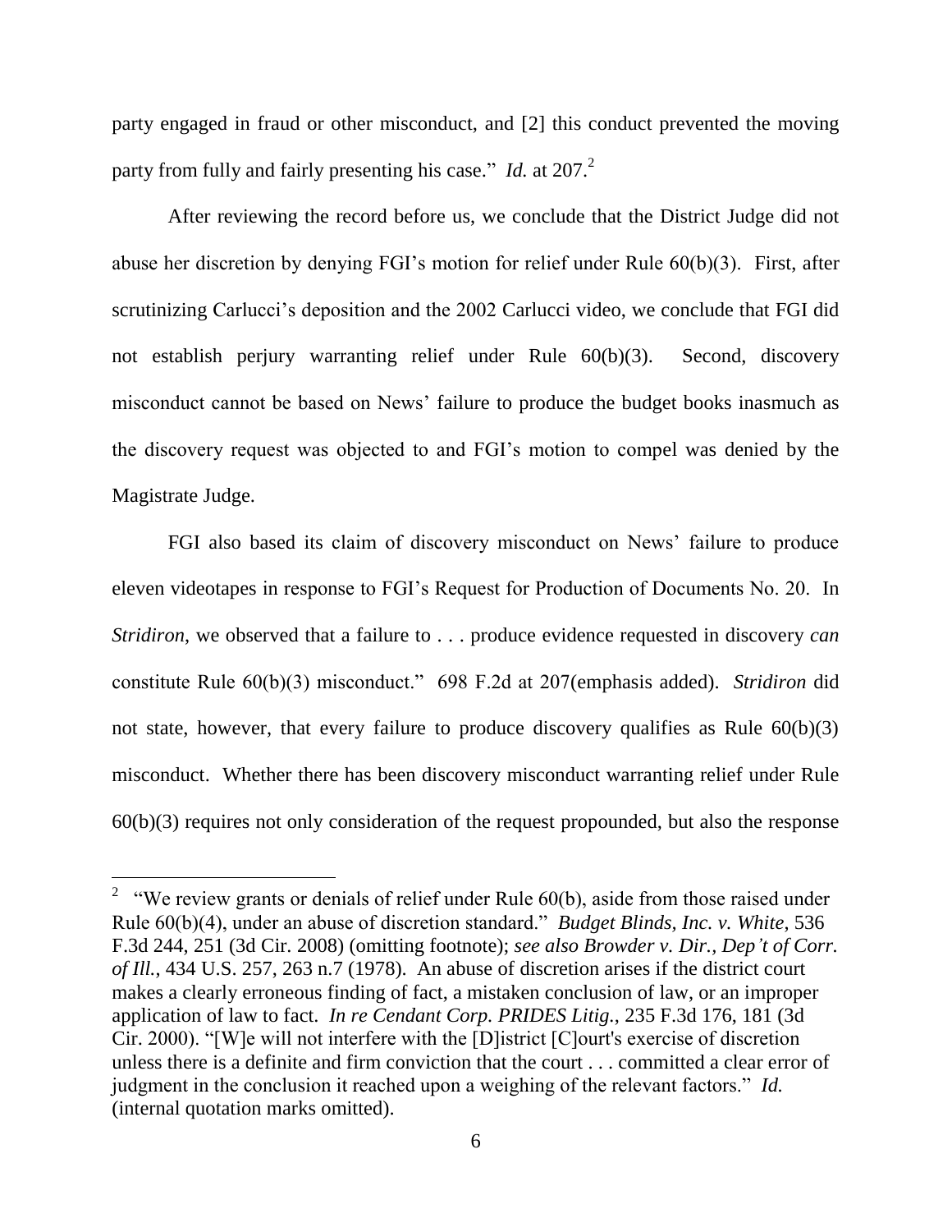party engaged in fraud or other misconduct, and [2] this conduct prevented the moving party from fully and fairly presenting his case." *Id.* at 207.[2]

After reviewing the record before us, we conclude that the District Judge did not abuse her discretion by denying FGI's motion for relief under Rule 60(b)(3). First, after scrutinizing Carlucci's deposition and the 2002 Carlucci video, we conclude that FGI did not establish perjury warranting relief under Rule 60(b)(3). Second, discovery misconduct cannot be based on News' failure to produce the budget books inasmuch as the discovery request was objected to and FGI's motion to compel was denied by the Magistrate Judge.

FGI also based its claim of discovery misconduct on News' failure to produce eleven videotapes in response to FGI's Request for Production of Documents No. 20. In *Stridiron*, we observed that a failure to . . . produce evidence requested in discovery *can* constitute Rule 60(b)(3) misconduct." 698 F.2d at 207(emphasis added). *Stridiron* did not state, however, that every failure to produce discovery qualifies as Rule 60(b)(3) misconduct. Whether there has been discovery misconduct warranting relief under Rule 60(b)(3) requires not only consideration of the request propounded, but also the response

---

[2] "We review grants or denials of relief under Rule 60(b), aside from those raised under Rule 60(b)(4), under an abuse of discretion standard." *Budget Blinds, Inc. v. White*, 536 F.3d 244, 251 (3d Cir. 2008) (omitting footnote); *see also Browder v. Dir., Dep't of Corr. of Ill.*, 434 U.S. 257, 263 n.7 (1978). An abuse of discretion arises if the district court makes a clearly erroneous finding of fact, a mistaken conclusion of law, or an improper application of law to fact. *In re Cendant Corp. PRIDES Litig.*, 235 F.3d 176, 181 (3d Cir. 2000). "[W]e will not interfere with the [D]istrict [C]ourt's exercise of discretion unless there is a definite and firm conviction that the court . . . committed a clear error of judgment in the conclusion it reached upon a weighing of the relevant factors." *Id.* (internal quotation marks omitted).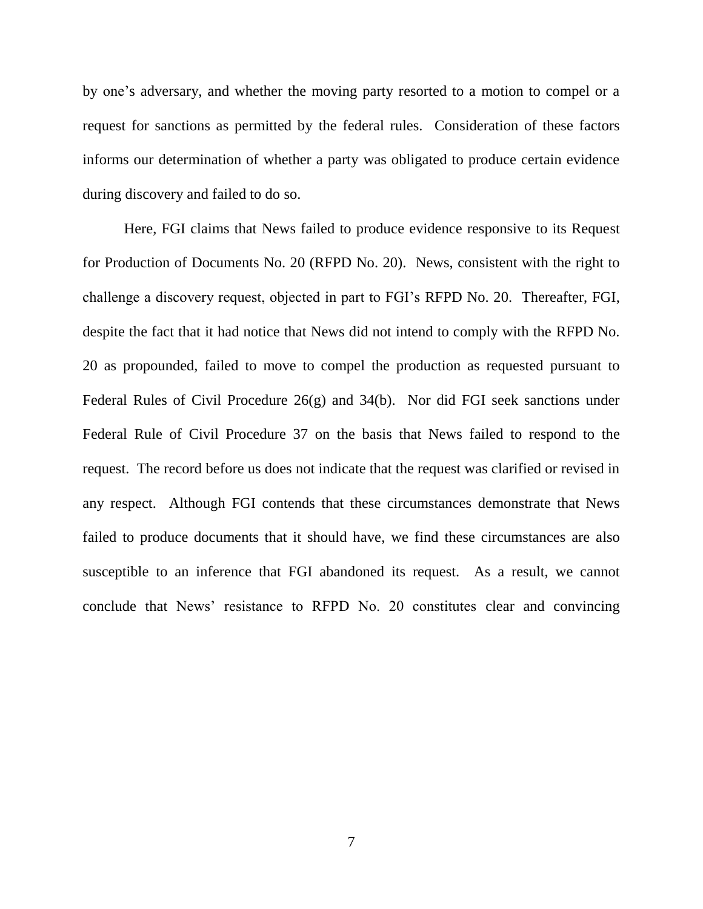by one's adversary, and whether the moving party resorted to a motion to compel or a request for sanctions as permitted by the federal rules. Consideration of these factors informs our determination of whether a party was obligated to produce certain evidence during discovery and failed to do so.

Here, FGI claims that News failed to produce evidence responsive to its Request for Production of Documents No. 20 (RFPD No. 20). News, consistent with the right to challenge a discovery request, objected in part to FGI's RFPD No. 20. Thereafter, FGI, despite the fact that it had notice that News did not intend to comply with the RFPD No. 20 as propounded, failed to move to compel the production as requested pursuant to Federal Rules of Civil Procedure 26(g) and 34(b). Nor did FGI seek sanctions under Federal Rule of Civil Procedure 37 on the basis that News failed to respond to the request. The record before us does not indicate that the request was clarified or revised in any respect. Although FGI contends that these circumstances demonstrate that News failed to produce documents that it should have, we find these circumstances are also susceptible to an inference that FGI abandoned its request. As a result, we cannot conclude that News' resistance to RFPD No. 20 constitutes clear and convincing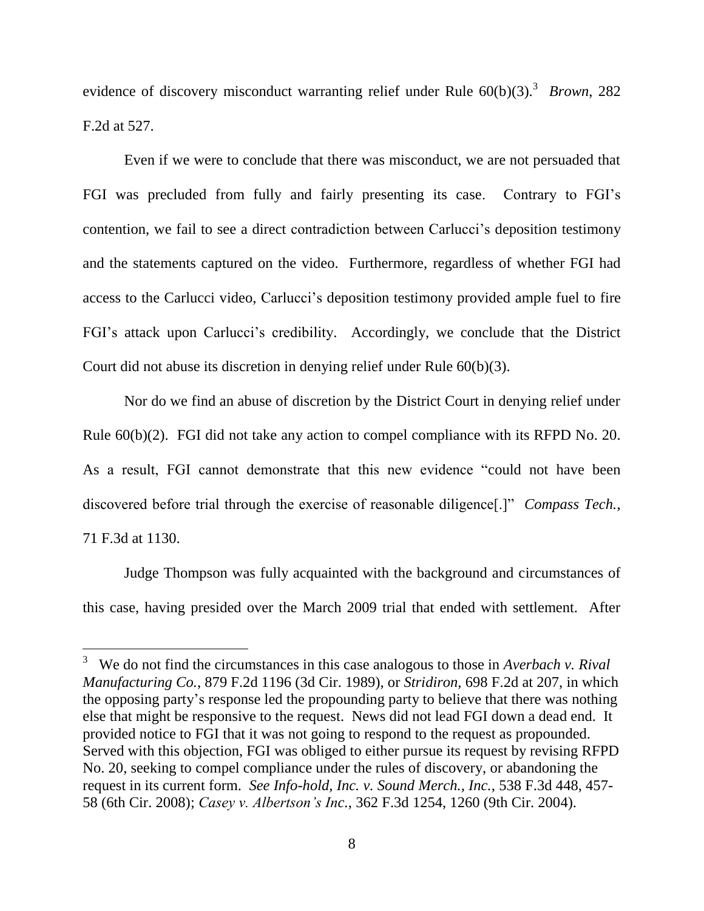evidence of discovery misconduct warranting relief under Rule 60(b)(3).[3] *Brown*, 282 F.2d at 527.

Even if we were to conclude that there was misconduct, we are not persuaded that FGI was precluded from fully and fairly presenting its case. Contrary to FGI's contention, we fail to see a direct contradiction between Carlucci's deposition testimony and the statements captured on the video. Furthermore, regardless of whether FGI had access to the Carlucci video, Carlucci's deposition testimony provided ample fuel to fire FGI's attack upon Carlucci's credibility. Accordingly, we conclude that the District Court did not abuse its discretion in denying relief under Rule 60(b)(3).

Nor do we find an abuse of discretion by the District Court in denying relief under Rule 60(b)(2). FGI did not take any action to compel compliance with its RFPD No. 20. As a result, FGI cannot demonstrate that this new evidence "could not have been discovered before trial through the exercise of reasonable diligence[.]" *Compass Tech.*, 71 F.3d at 1130.

Judge Thompson was fully acquainted with the background and circumstances of this case, having presided over the March 2009 trial that ended with settlement. After

---

[3] We do not find the circumstances in this case analogous to those in *Averbach v. Rival Manufacturing Co.*, 879 F.2d 1196 (3d Cir. 1989), or *Stridiron*, 698 F.2d at 207, in which the opposing party's response led the propounding party to believe that there was nothing else that might be responsive to the request. News did not lead FGI down a dead end. It provided notice to FGI that it was not going to respond to the request as propounded. Served with this objection, FGI was obliged to either pursue its request by revising RFPD No. 20, seeking to compel compliance under the rules of discovery, or abandoning the request in its current form. *See Info-hold, Inc. v. Sound Merch., Inc.*, 538 F.3d 448, 457-58 (6th Cir. 2008); *Casey v. Albertson's Inc*., 362 F.3d 1254, 1260 (9th Cir. 2004).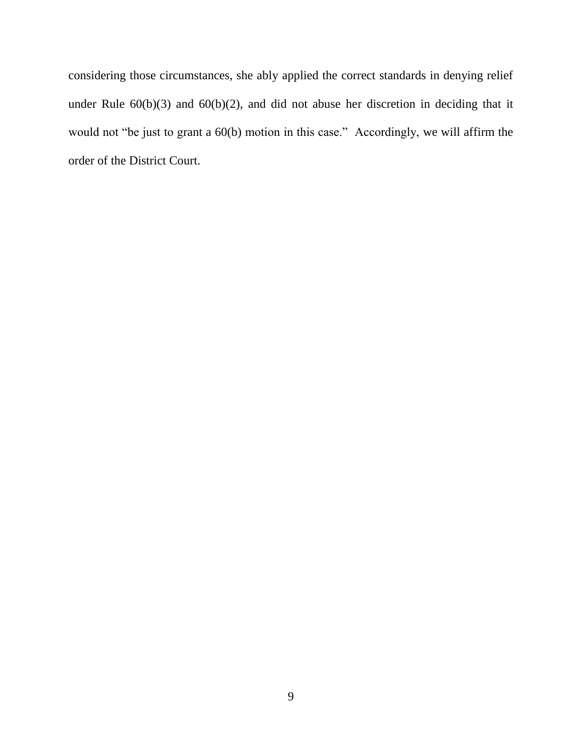considering those circumstances, she ably applied the correct standards in denying relief under Rule 60(b)(3) and 60(b)(2), and did not abuse her discretion in deciding that it would not "be just to grant a 60(b) motion in this case." Accordingly, we will affirm the order of the District Court.